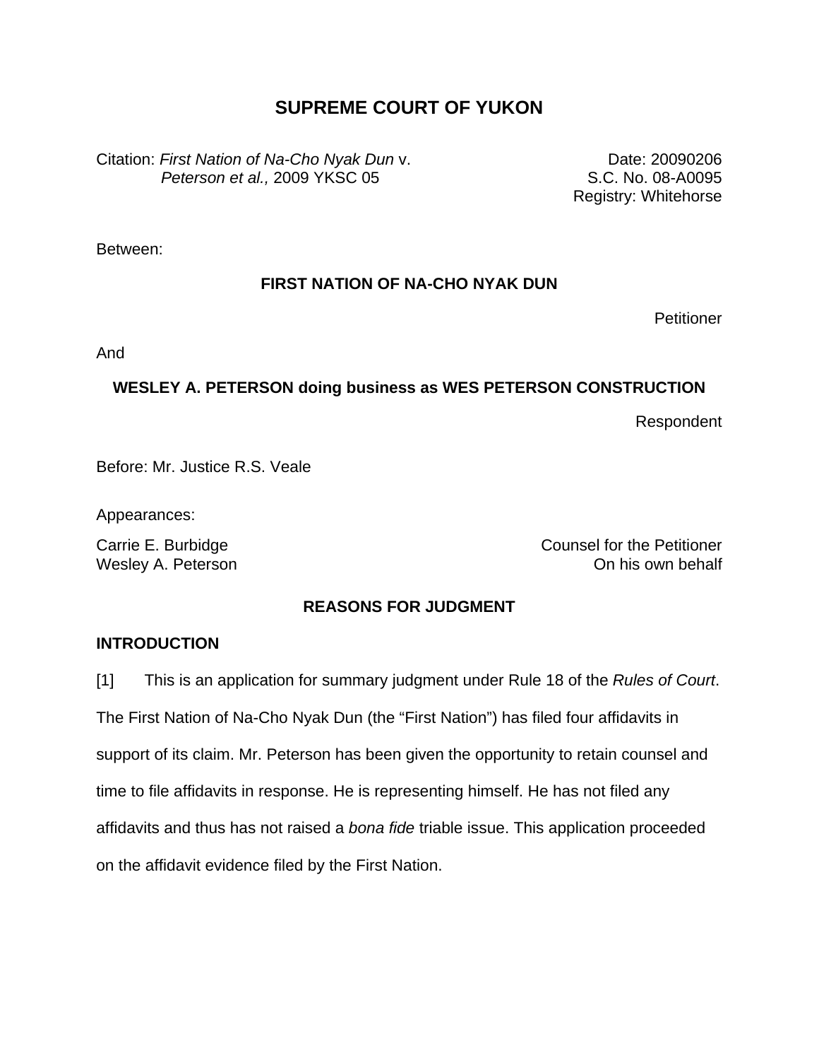# SUPREME COURT OF YUKON

Citation: *First Nation of Na-Cho Nyak Dun* v. *Peterson et al.,* 2009 YKSC 05

Date: 20090206
S.C. No. 08-A0095
Registry: Whitehorse

Between:

**FIRST NATION OF NA-CHO NYAK DUN**

Petitioner

And

**WESLEY A. PETERSON doing business as WES PETERSON CONSTRUCTION**

Respondent

Before: Mr. Justice R.S. Veale

Appearances:

Carrie E. Burbidge — Counsel for the Petitioner
Wesley A. Peterson — On his own behalf

**REASONS FOR JUDGMENT**

## INTRODUCTION

[1] This is an application for summary judgment under Rule 18 of the *Rules of Court*. The First Nation of Na-Cho Nyak Dun (the "First Nation") has filed four affidavits in support of its claim. Mr. Peterson has been given the opportunity to retain counsel and time to file affidavits in response. He is representing himself. He has not filed any affidavits and thus has not raised a *bona fide* triable issue. This application proceeded on the affidavit evidence filed by the First Nation.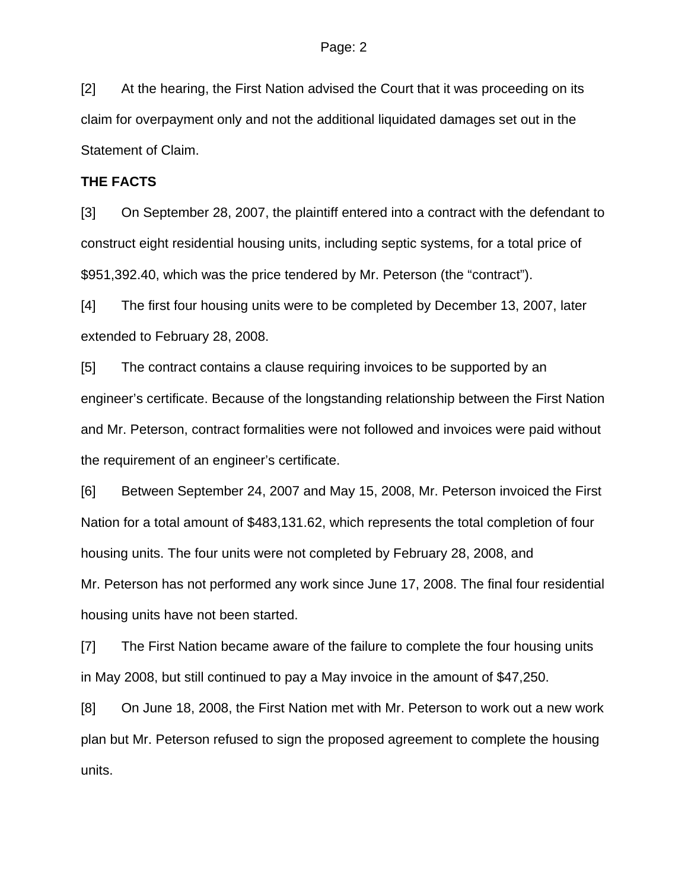[2] At the hearing, the First Nation advised the Court that it was proceeding on its claim for overpayment only and not the additional liquidated damages set out in the Statement of Claim.

**THE FACTS**

[3] On September 28, 2007, the plaintiff entered into a contract with the defendant to construct eight residential housing units, including septic systems, for a total price of $951,392.40, which was the price tendered by Mr. Peterson (the "contract").

[4] The first four housing units were to be completed by December 13, 2007, later extended to February 28, 2008.

[5] The contract contains a clause requiring invoices to be supported by an engineer's certificate. Because of the longstanding relationship between the First Nation and Mr. Peterson, contract formalities were not followed and invoices were paid without the requirement of an engineer's certificate.

[6] Between September 24, 2007 and May 15, 2008, Mr. Peterson invoiced the First Nation for a total amount of $483,131.62, which represents the total completion of four housing units. The four units were not completed by February 28, 2008, and Mr. Peterson has not performed any work since June 17, 2008. The final four residential housing units have not been started.

[7] The First Nation became aware of the failure to complete the four housing units in May 2008, but still continued to pay a May invoice in the amount of $47,250.

[8] On June 18, 2008, the First Nation met with Mr. Peterson to work out a new work plan but Mr. Peterson refused to sign the proposed agreement to complete the housing units.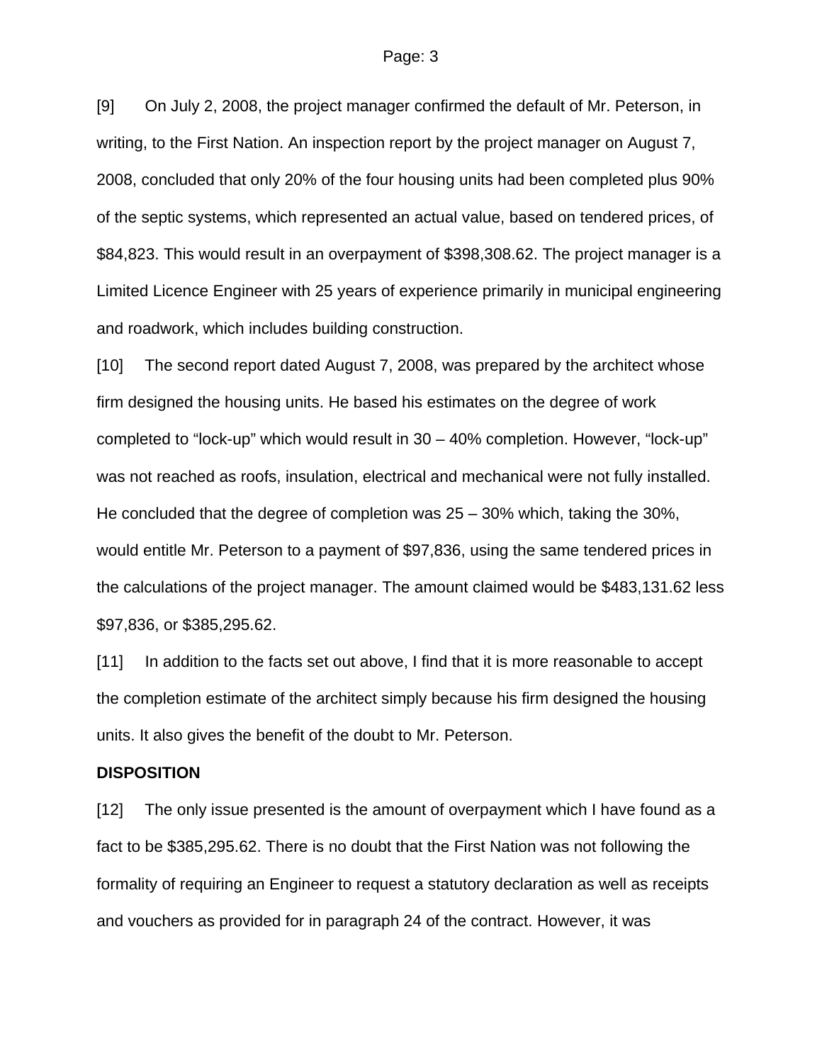[9] On July 2, 2008, the project manager confirmed the default of Mr. Peterson, in writing, to the First Nation. An inspection report by the project manager on August 7, 2008, concluded that only 20% of the four housing units had been completed plus 90% of the septic systems, which represented an actual value, based on tendered prices, of $84,823. This would result in an overpayment of $398,308.62. The project manager is a Limited Licence Engineer with 25 years of experience primarily in municipal engineering and roadwork, which includes building construction.

[10] The second report dated August 7, 2008, was prepared by the architect whose firm designed the housing units. He based his estimates on the degree of work completed to "lock-up" which would result in 30 – 40% completion. However, "lock-up" was not reached as roofs, insulation, electrical and mechanical were not fully installed. He concluded that the degree of completion was 25 – 30% which, taking the 30%, would entitle Mr. Peterson to a payment of $97,836, using the same tendered prices in the calculations of the project manager. The amount claimed would be $483,131.62 less $97,836, or $385,295.62.

[11] In addition to the facts set out above, I find that it is more reasonable to accept the completion estimate of the architect simply because his firm designed the housing units. It also gives the benefit of the doubt to Mr. Peterson.

**DISPOSITION**

[12] The only issue presented is the amount of overpayment which I have found as a fact to be $385,295.62. There is no doubt that the First Nation was not following the formality of requiring an Engineer to request a statutory declaration as well as receipts and vouchers as provided for in paragraph 24 of the contract. However, it was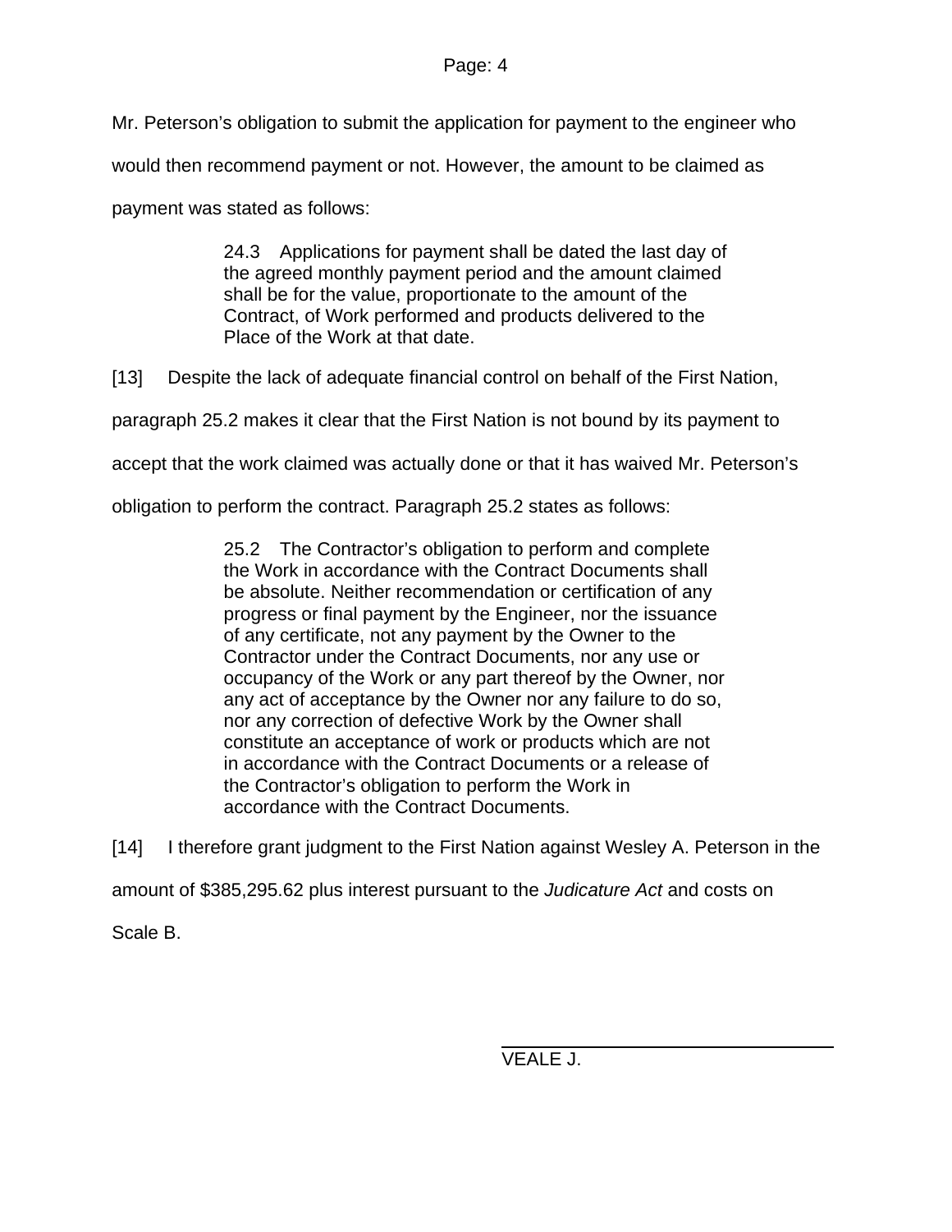Mr. Peterson's obligation to submit the application for payment to the engineer who would then recommend payment or not. However, the amount to be claimed as payment was stated as follows:

> 24.3 Applications for payment shall be dated the last day of the agreed monthly payment period and the amount claimed shall be for the value, proportionate to the amount of the Contract, of Work performed and products delivered to the Place of the Work at that date.

[13] Despite the lack of adequate financial control on behalf of the First Nation, paragraph 25.2 makes it clear that the First Nation is not bound by its payment to accept that the work claimed was actually done or that it has waived Mr. Peterson's obligation to perform the contract. Paragraph 25.2 states as follows:

> 25.2 The Contractor's obligation to perform and complete the Work in accordance with the Contract Documents shall be absolute. Neither recommendation or certification of any progress or final payment by the Engineer, nor the issuance of any certificate, not any payment by the Owner to the Contractor under the Contract Documents, nor any use or occupancy of the Work or any part thereof by the Owner, nor any act of acceptance by the Owner nor any failure to do so, nor any correction of defective Work by the Owner shall constitute an acceptance of work or products which are not in accordance with the Contract Documents or a release of the Contractor's obligation to perform the Work in accordance with the Contract Documents.

[14] I therefore grant judgment to the First Nation against Wesley A. Peterson in the amount of $385,295.62 plus interest pursuant to the *Judicature Act* and costs on Scale B.

VEALE J.